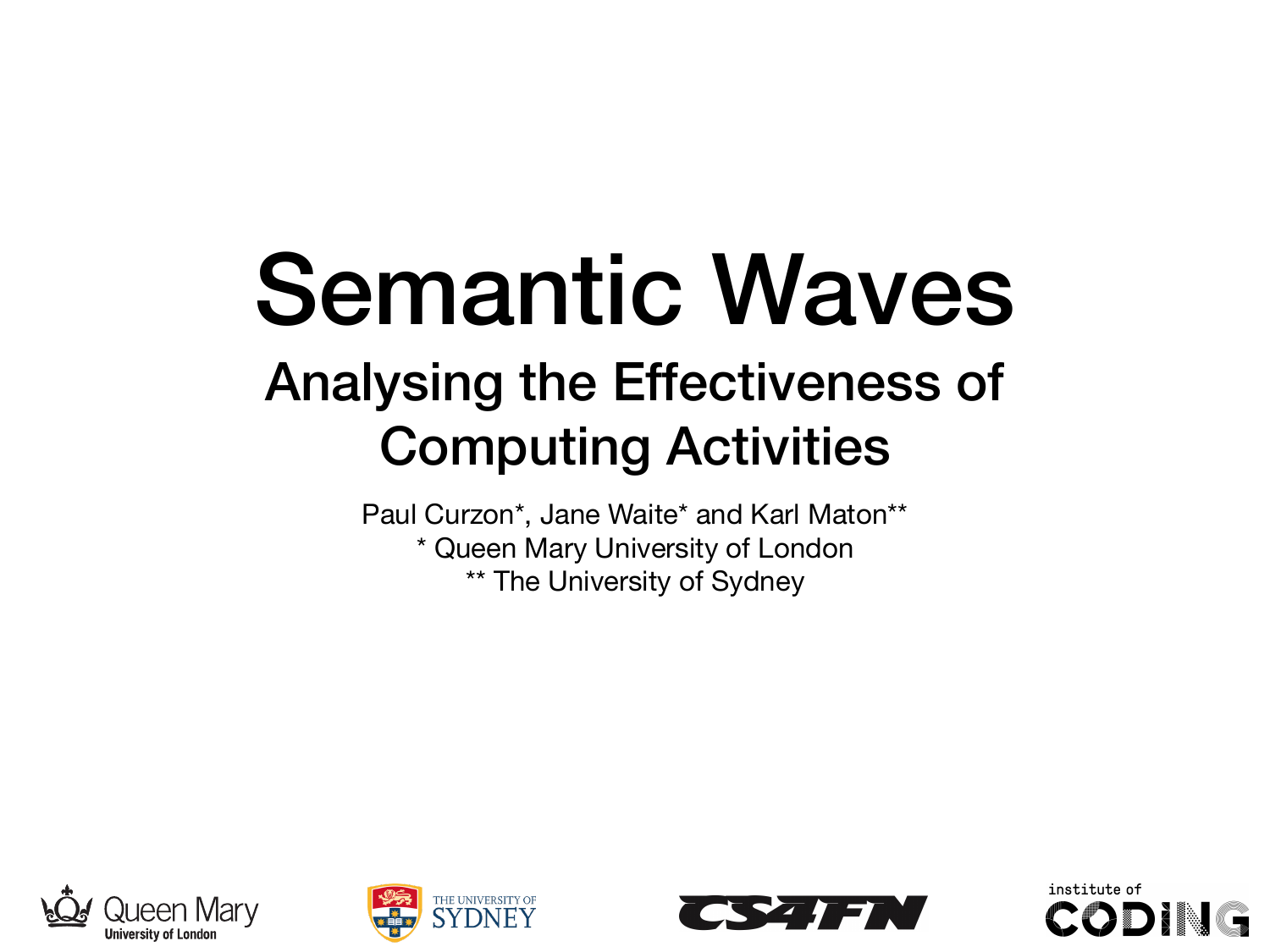# Semantic Waves

## Analysing the Effectiveness of Computing Activities

Paul Curzon*, Jane Waite* and Karl Maton**

* Queen Mary University of London

** The University of Sydney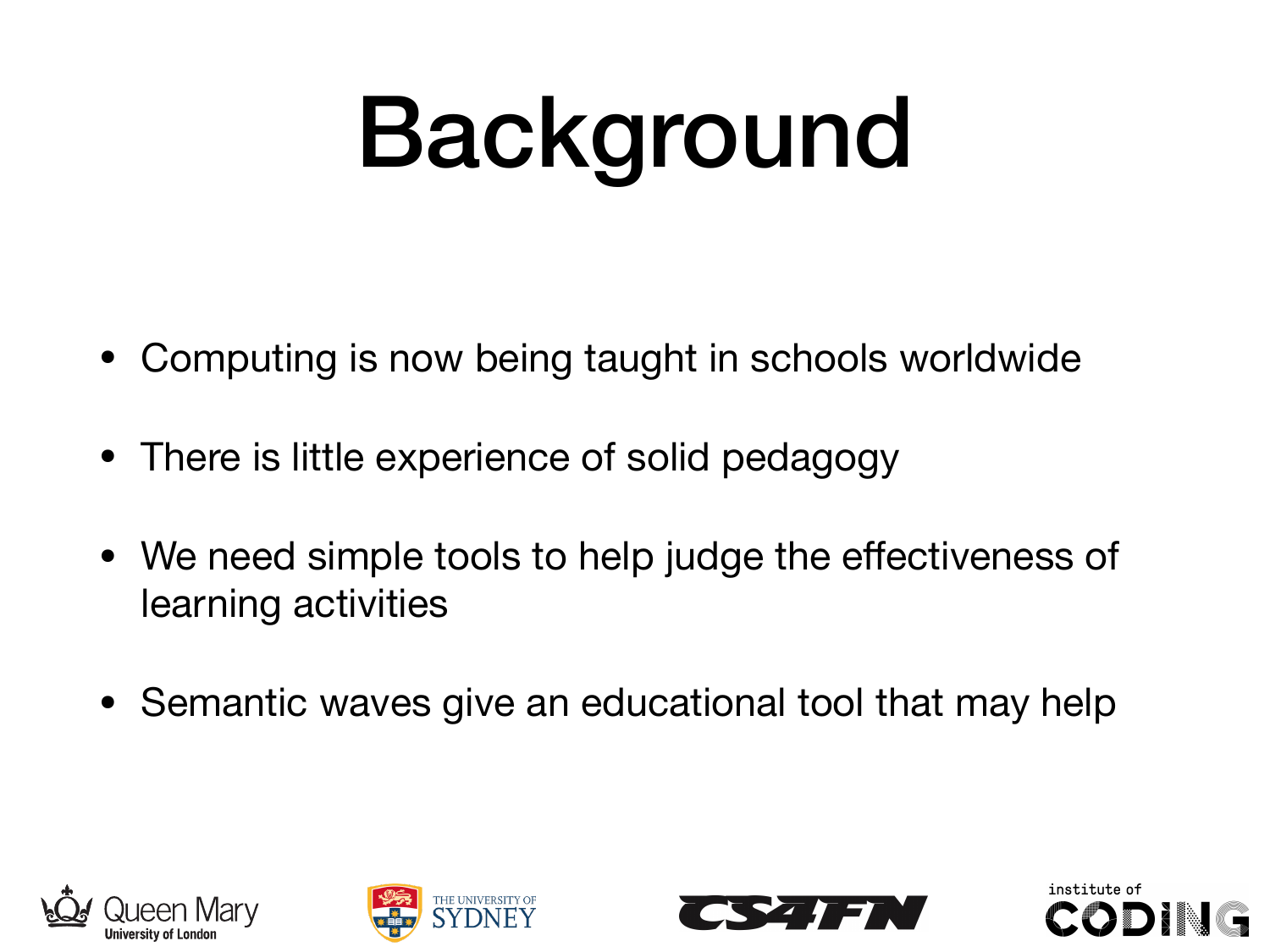# Background

- Computing is now being taught in schools worldwide
- There is little experience of solid pedagogy
- We need simple tools to help judge the effectiveness of learning activities
- Semantic waves give an educational tool that may help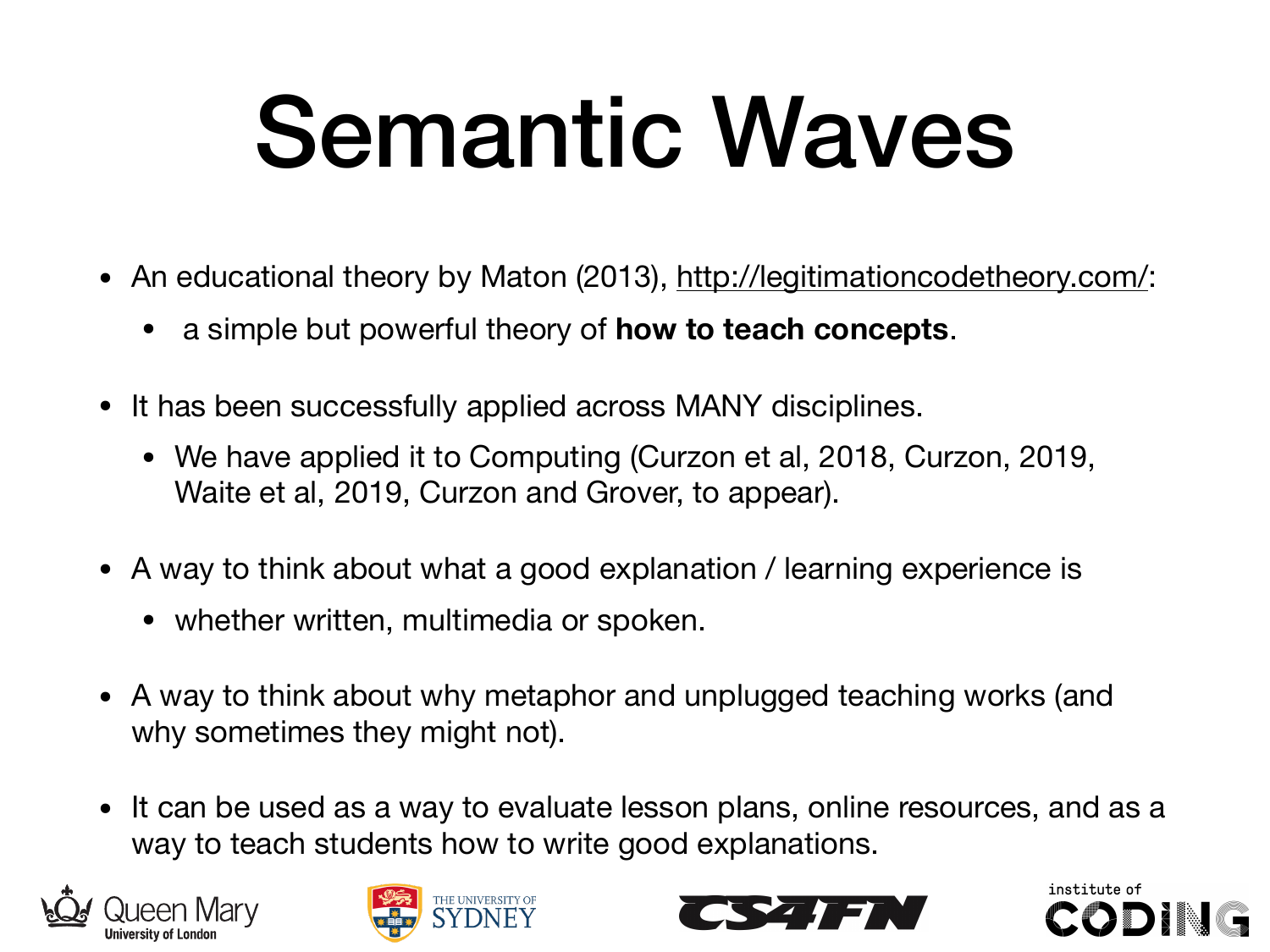# Semantic Waves

- An educational theory by Maton (2013), http://legitimationcodetheory.com/:
  - a simple but powerful theory of **how to teach concepts**.
- It has been successfully applied across MANY disciplines.
  - We have applied it to Computing (Curzon et al, 2018, Curzon, 2019, Waite et al, 2019, Curzon and Grover, to appear).
- A way to think about what a good explanation / learning experience is
  - whether written, multimedia or spoken.
- A way to think about why metaphor and unplugged teaching works (and why sometimes they might not).
- It can be used as a way to evaluate lesson plans, online resources, and as a way to teach students how to write good explanations.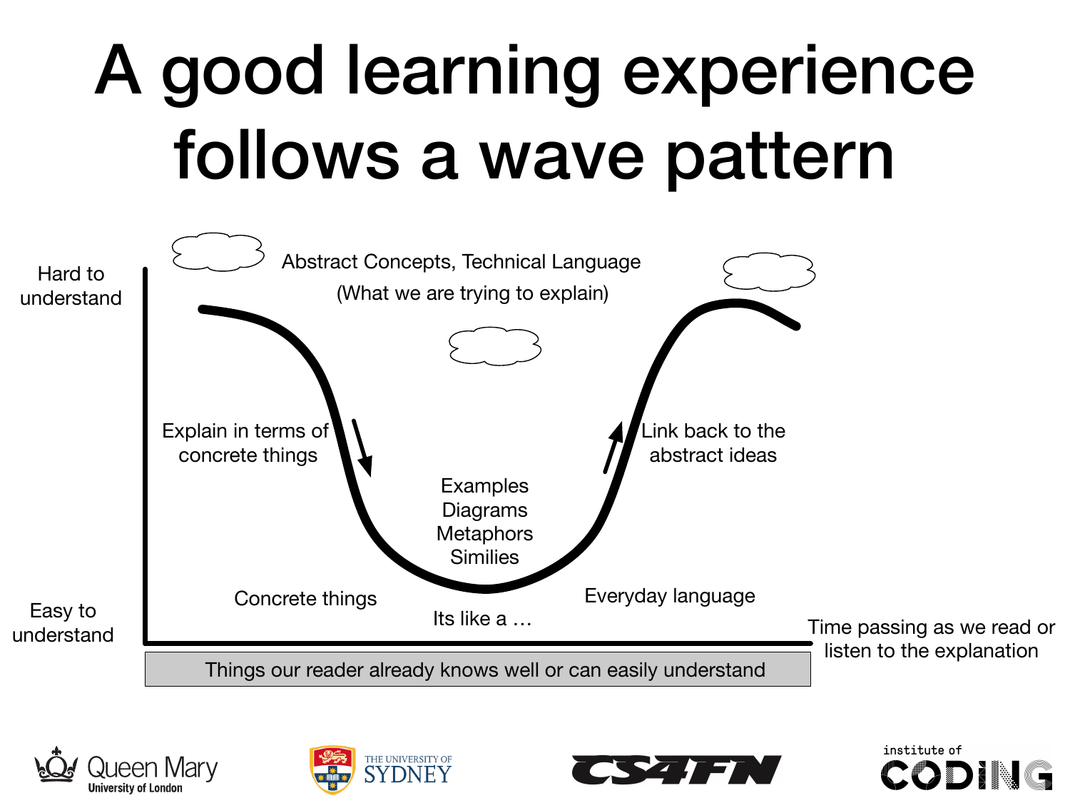# A good learning experience follows a wave pattern

Hard to understand

Abstract Concepts, Technical Language

(What we are trying to explain)

Explain in terms of concrete things

Link back to the abstract ideas

Examples
Diagrams
Metaphors
Similies

Easy to understand

Concrete things

Its like a …

Everyday language

Time passing as we read or listen to the explanation

Things our reader already knows well or can easily understand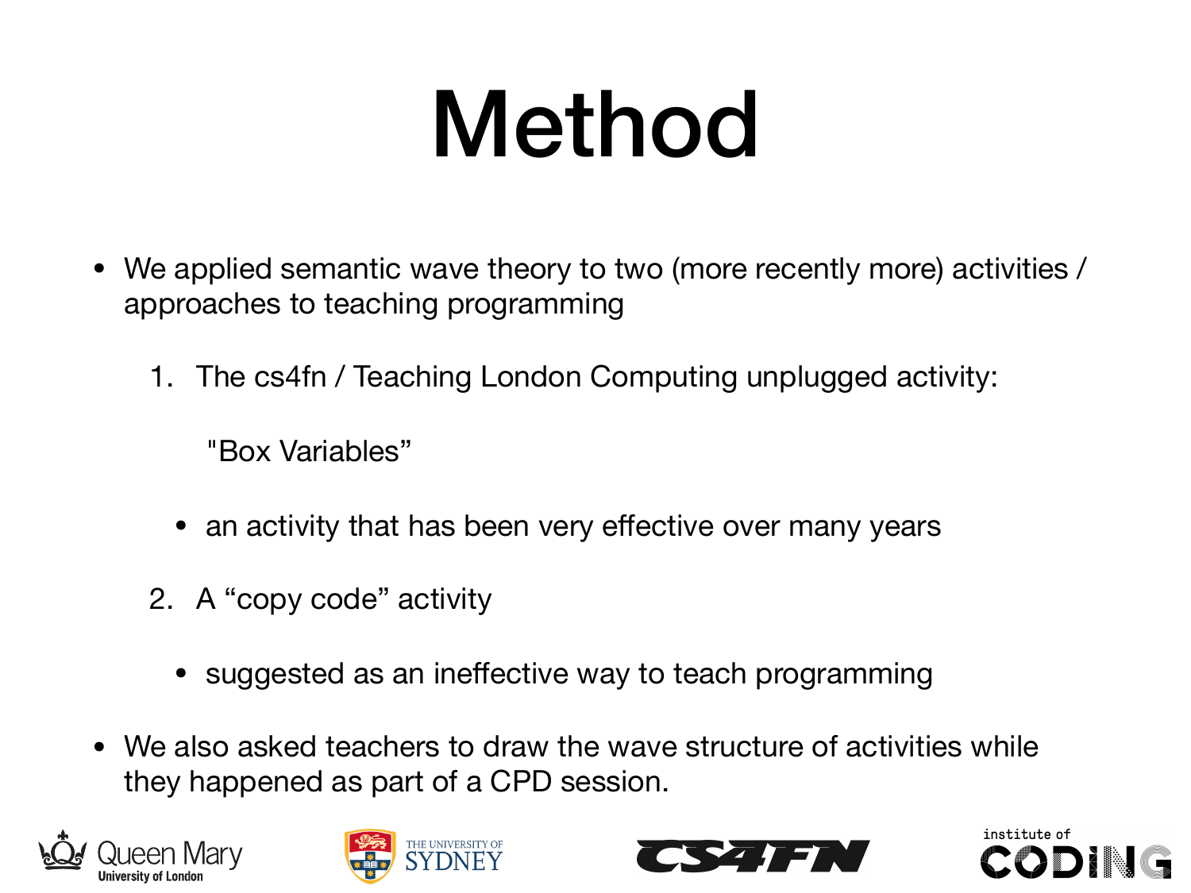# Method

- We applied semantic wave theory to two (more recently more) activities / approaches to teaching programming

   1. The cs4fn / Teaching London Computing unplugged activity:

      "Box Variables"

      - an activity that has been very effective over many years

   2. A "copy code" activity

      - suggested as an ineffective way to teach programming

- We also asked teachers to draw the wave structure of activities while they happened as part of a CPD session.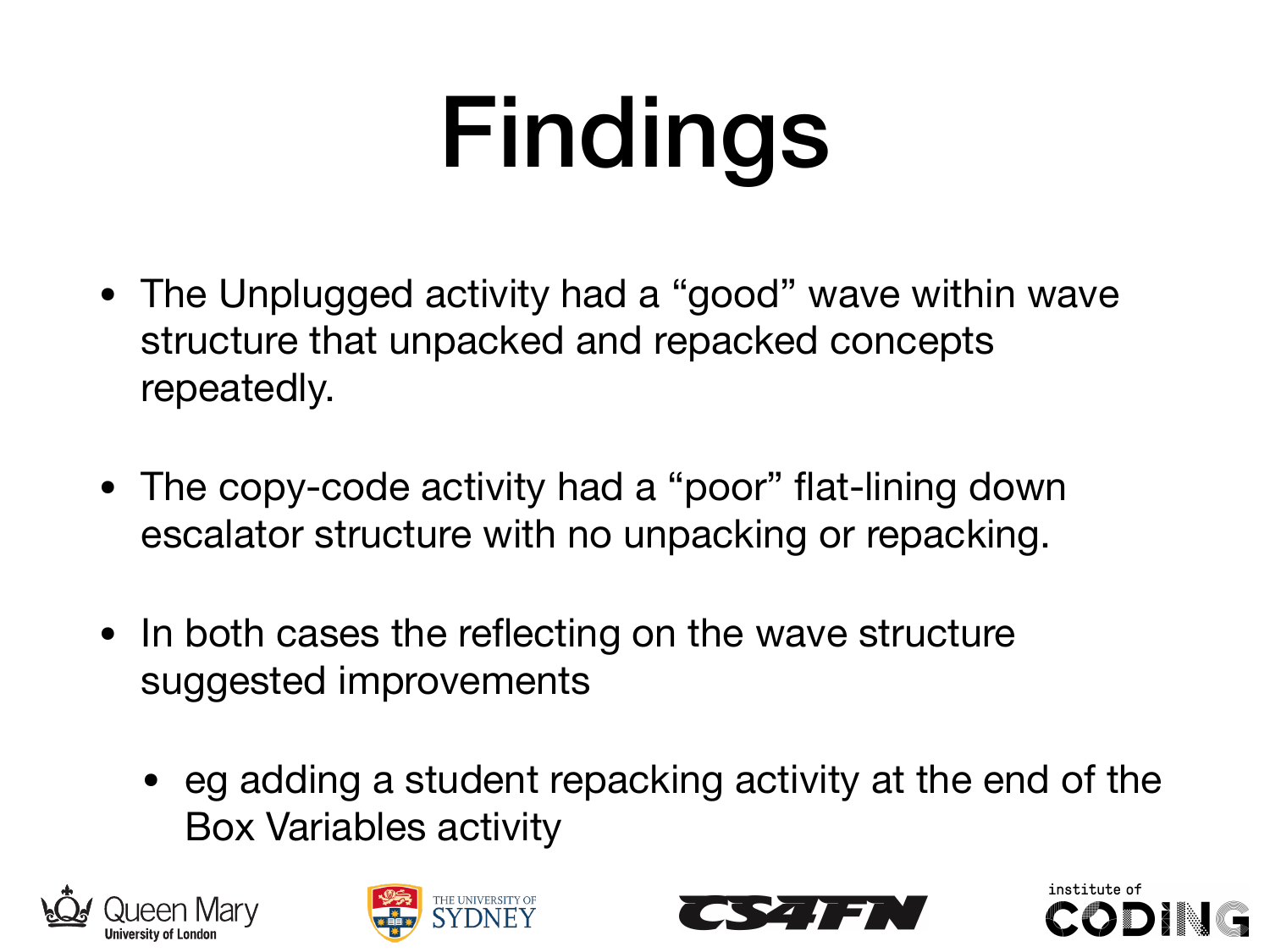# Findings

- The Unplugged activity had a “good” wave within wave structure that unpacked and repacked concepts repeatedly.
- The copy-code activity had a “poor” flat-lining down escalator structure with no unpacking or repacking.
- In both cases the reflecting on the wave structure suggested improvements
  - eg adding a student repacking activity at the end of the Box Variables activity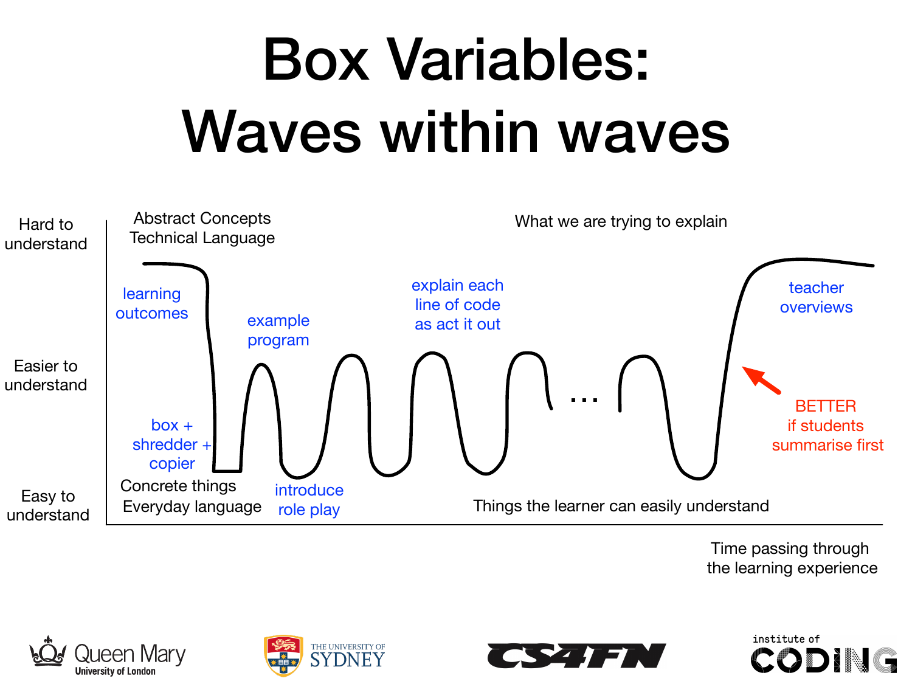# Box Variables: Waves within waves

Hard to understand

Easier to understand

Easy to understand

Abstract Concepts
Technical Language

What we are trying to explain

learning outcomes

box + shredder + copier

example program

introduce role play

explain each line of code as act it out

...

teacher overviews

BETTER if students summarise first

Concrete things
Everyday language

Things the learner can easily understand

Time passing through the learning experience

Queen Mary University of London

THE UNIVERSITY OF SYDNEY

CS4FN

institute of CODING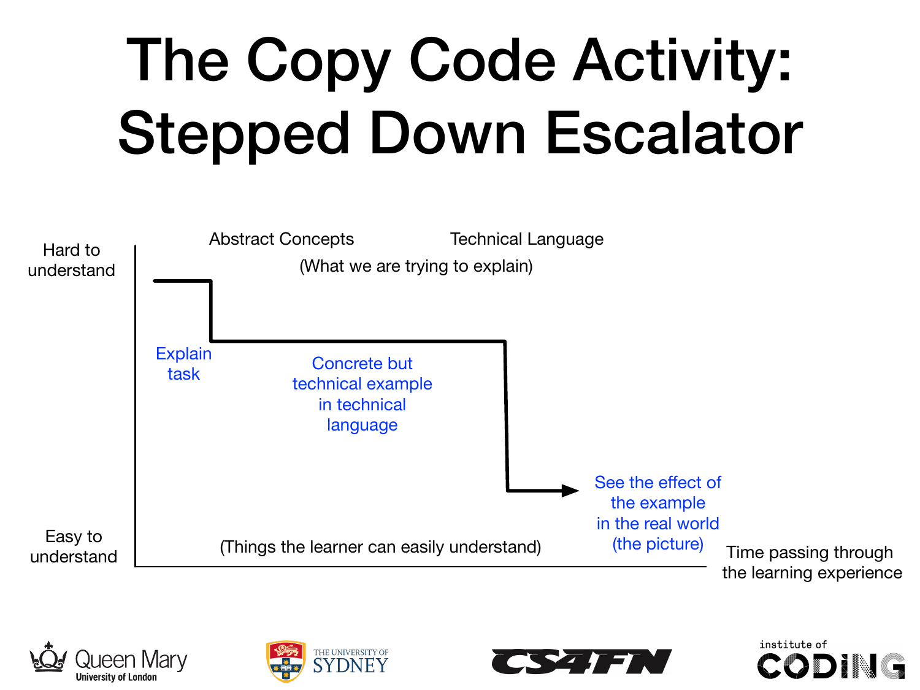# The Copy Code Activity: Stepped Down Escalator

Hard to understand

Abstract Concepts

Technical Language

(What we are trying to explain)

Explain task

Concrete but technical example in technical language

See the effect of the example in the real world (the picture)

Easy to understand

(Things the learner can easily understand)

Time passing through the learning experience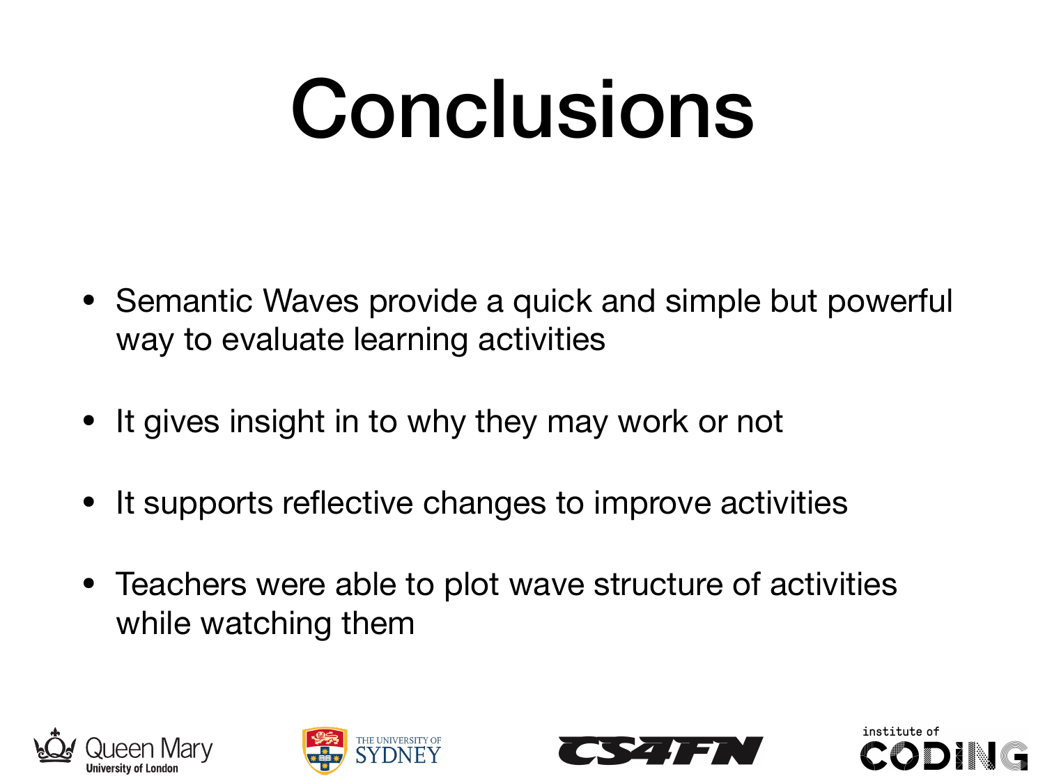# Conclusions

- Semantic Waves provide a quick and simple but powerful way to evaluate learning activities
- It gives insight in to why they may work or not
- It supports reflective changes to improve activities
- Teachers were able to plot wave structure of activities while watching them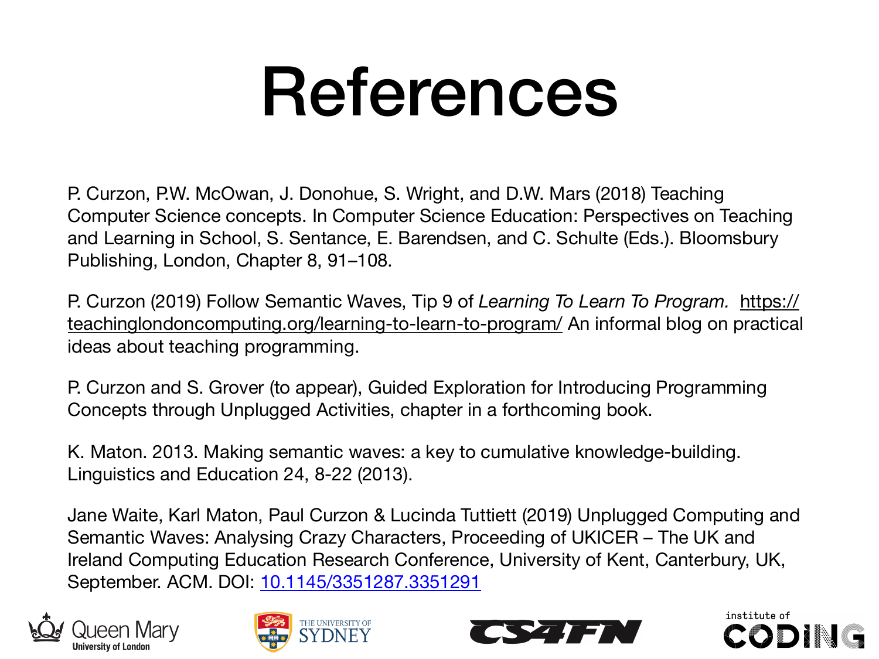# References

P. Curzon, P.W. McOwan, J. Donohue, S. Wright, and D.W. Mars (2018) Teaching Computer Science concepts. In Computer Science Education: Perspectives on Teaching and Learning in School, S. Sentance, E. Barendsen, and C. Schulte (Eds.). Bloomsbury Publishing, London, Chapter 8, 91–108.

P. Curzon (2019) Follow Semantic Waves, Tip 9 of *Learning To Learn To Program.* https://teachinglondoncomputing.org/learning-to-learn-to-program/ An informal blog on practical ideas about teaching programming.

P. Curzon and S. Grover (to appear), Guided Exploration for Introducing Programming Concepts through Unplugged Activities, chapter in a forthcoming book.

K. Maton. 2013. Making semantic waves: a key to cumulative knowledge-building. Linguistics and Education 24, 8-22 (2013).

Jane Waite, Karl Maton, Paul Curzon & Lucinda Tuttiett (2019) Unplugged Computing and Semantic Waves: Analysing Crazy Characters, Proceeding of UKICER – The UK and Ireland Computing Education Research Conference, University of Kent, Canterbury, UK, September. ACM. DOI: 10.1145/3351287.3351291

Queen Mary University of London | The University of Sydney | CS4FN | institute of CODING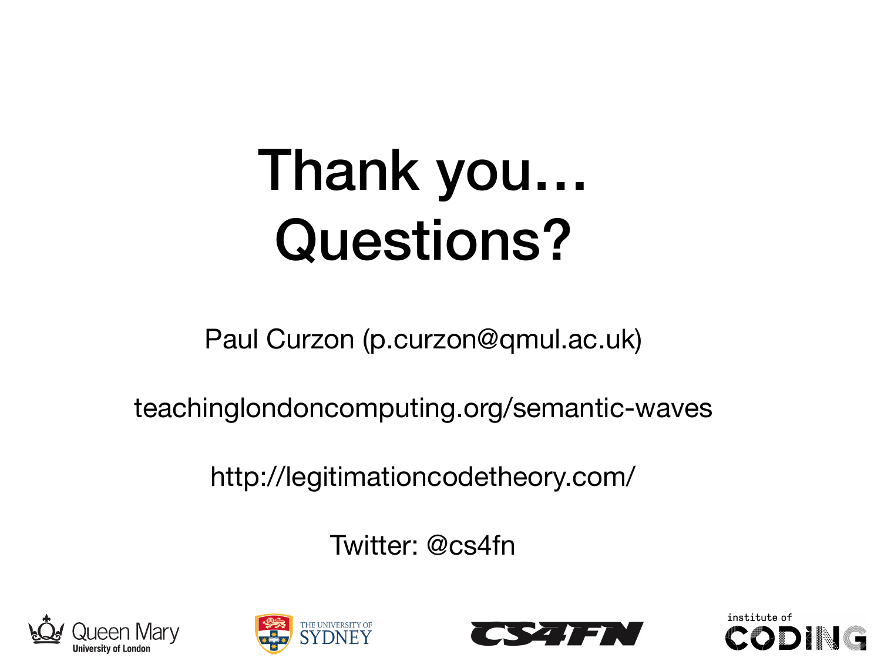# Thank you…
# Questions?

Paul Curzon (p.curzon@qmul.ac.uk)

teachinglondoncomputing.org/semantic-waves

http://legitimationcodetheory.com/

Twitter: @cs4fn